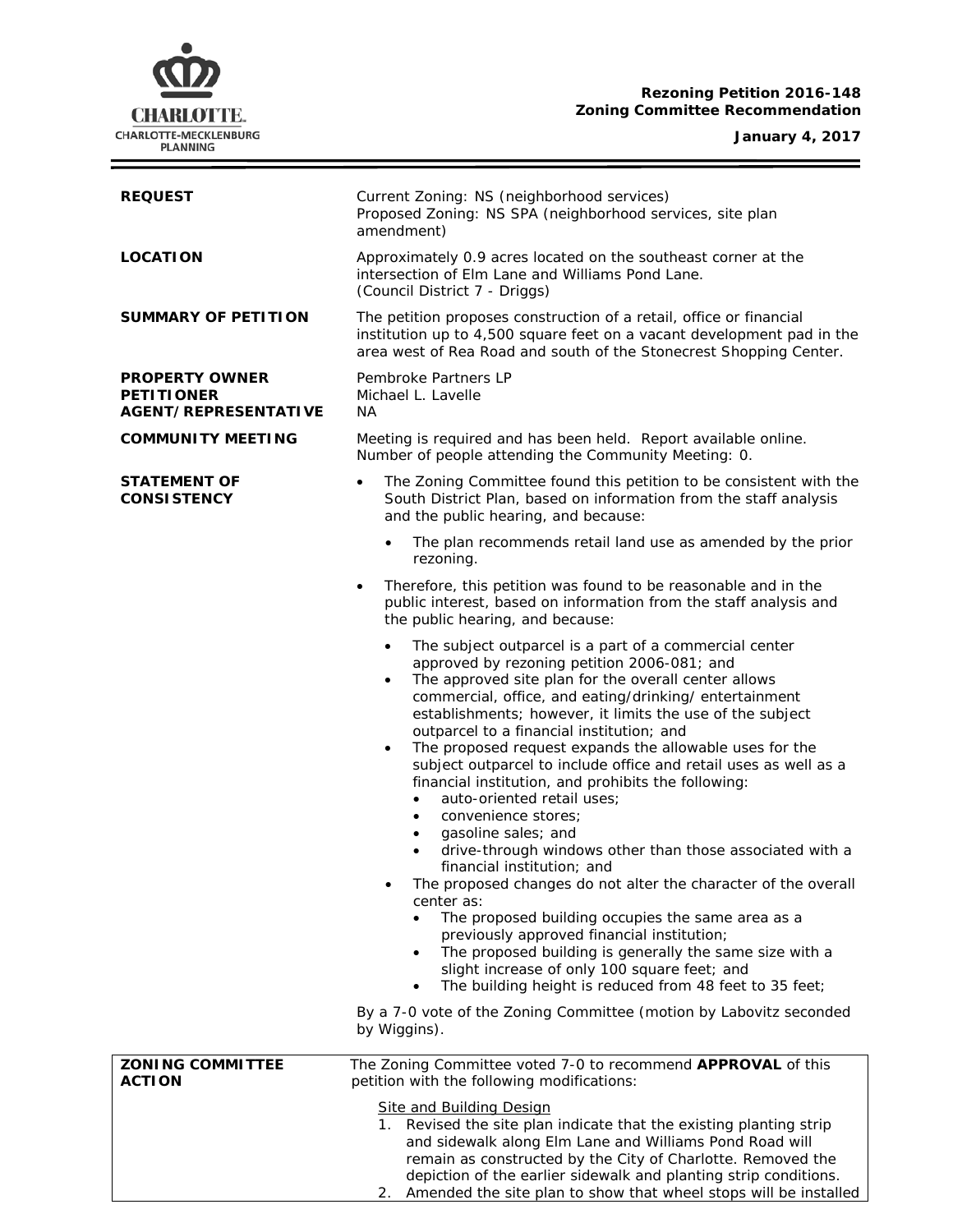**Rezoning Petition 2016-148**
**Zoning Committee Recommendation**

**January 4, 2017**

| | |
|---|---|
| **REQUEST** | Current Zoning: NS (neighborhood services)<br>Proposed Zoning: NS SPA (neighborhood services, site plan amendment) |
| **LOCATION** | Approximately 0.9 acres located on the southeast corner at the intersection of Elm Lane and Williams Pond Lane.<br>(Council District 7 - Driggs) |
| **SUMMARY OF PETITION** | The petition proposes construction of a retail, office or financial institution up to 4,500 square feet on a vacant development pad in the area west of Rea Road and south of the Stonecrest Shopping Center. |
| **PROPERTY OWNER**<br>**PETITIONER**<br>**AGENT/REPRESENTATIVE** | Pembroke Partners LP<br>Michael L. Lavelle<br>NA |
| **COMMUNITY MEETING** | Meeting is required and has been held. Report available online.<br>Number of people attending the Community Meeting: 0. |

**STATEMENT OF CONSISTENCY**

- The Zoning Committee found this petition to be consistent with the South District Plan, based on information from the staff analysis and the public hearing, and because:
  - The plan recommends retail land use as amended by the prior rezoning.
- Therefore, this petition was found to be reasonable and in the public interest, based on information from the staff analysis and the public hearing, and because:
  - The subject outparcel is a part of a commercial center approved by rezoning petition 2006-081; and
  - The approved site plan for the overall center allows commercial, office, and eating/drinking/ entertainment establishments; however, it limits the use of the subject outparcel to a financial institution; and
  - The proposed request expands the allowable uses for the subject outparcel to include office and retail uses as well as a financial institution, and prohibits the following:
    - auto-oriented retail uses;
    - convenience stores;
    - gasoline sales; and
    - drive-through windows other than those associated with a financial institution; and
  - The proposed changes do not alter the character of the overall center as:
    - The proposed building occupies the same area as a previously approved financial institution;
    - The proposed building is generally the same size with a slight increase of only 100 square feet; and
    - The building height is reduced from 48 feet to 35 feet;

By a 7-0 vote of the Zoning Committee (motion by Labovitz seconded by Wiggins).

**ZONING COMMITTEE ACTION**

The Zoning Committee voted 7-0 to recommend **APPROVAL** of this petition with the following modifications:

Site and Building Design

1. Revised the site plan indicate that the existing planting strip and sidewalk along Elm Lane and Williams Pond Road will remain as constructed by the City of Charlotte. Removed the depiction of the earlier sidewalk and planting strip conditions.
2. Amended the site plan to show that wheel stops will be installed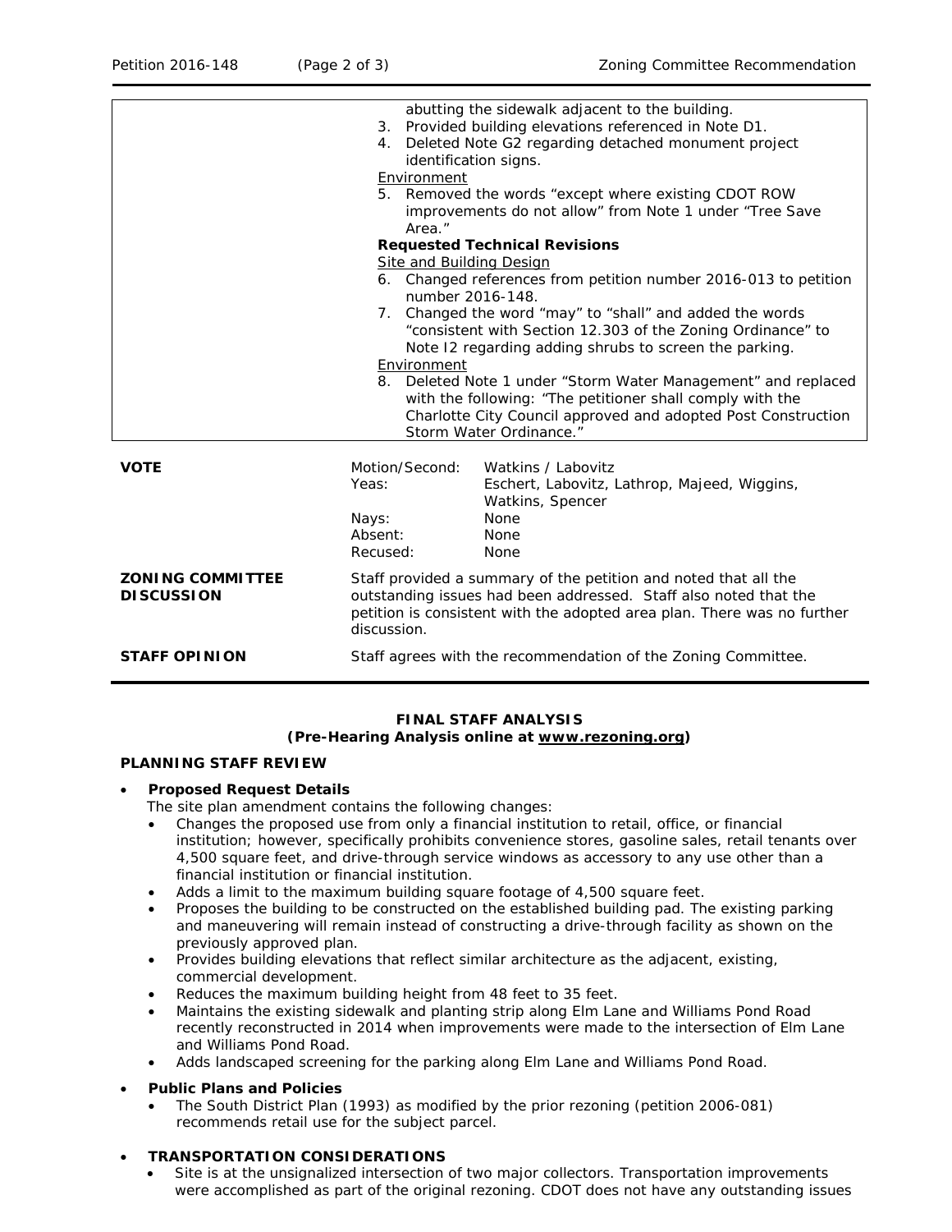| | |
|---|---|
| | abutting the sidewalk adjacent to the building.<br>3. Provided building elevations referenced in Note D1.<br>4. Deleted Note G2 regarding detached monument project identification signs.<br>Environment<br>5. Removed the words "except where existing CDOT ROW improvements do not allow" from Note 1 under "Tree Save Area."<br>**Requested Technical Revisions**<br>Site and Building Design<br>6. Changed references from petition number 2016-013 to petition number 2016-148.<br>7. Changed the word "may" to "shall" and added the words "consistent with Section 12.303 of the Zoning Ordinance" to Note I2 regarding adding shrubs to screen the parking.<br>Environment<br>8. Deleted Note 1 under "Storm Water Management" and replaced with the following: "The petitioner shall comply with the Charlotte City Council approved and adopted Post Construction Storm Water Ordinance." |

| | | |
|---|---|---|
| **VOTE** | Motion/Second: | Watkins / Labovitz |
| | Yeas: | Eschert, Labovitz, Lathrop, Majeed, Wiggins, Watkins, Spencer |
| | Nays: | None |
| | Absent: | None |
| | Recused: | None |

**ZONING COMMITTEE DISCUSSION**

Staff provided a summary of the petition and noted that all the outstanding issues had been addressed. Staff also noted that the petition is consistent with the adopted area plan. There was no further discussion.

**STAFF OPINION**

Staff agrees with the recommendation of the Zoning Committee.

**FINAL STAFF ANALYSIS**
**(Pre-Hearing Analysis online at www.rezoning.org)**

**PLANNING STAFF REVIEW**

- **Proposed Request Details**
  The site plan amendment contains the following changes:
  - Changes the proposed use from only a financial institution to retail, office, or financial institution; however, specifically prohibits convenience stores, gasoline sales, retail tenants over 4,500 square feet, and drive-through service windows as accessory to any use other than a financial institution or financial institution.
  - Adds a limit to the maximum building square footage of 4,500 square feet.
  - Proposes the building to be constructed on the established building pad. The existing parking and maneuvering will remain instead of constructing a drive-through facility as shown on the previously approved plan.
  - Provides building elevations that reflect similar architecture as the adjacent, existing, commercial development.
  - Reduces the maximum building height from 48 feet to 35 feet.
  - Maintains the existing sidewalk and planting strip along Elm Lane and Williams Pond Road recently reconstructed in 2014 when improvements were made to the intersection of Elm Lane and Williams Pond Road.
  - Adds landscaped screening for the parking along Elm Lane and Williams Pond Road.

- **Public Plans and Policies**
  - The South District Plan (1993) as modified by the prior rezoning (petition 2006-081) recommends retail use for the subject parcel.

- **TRANSPORTATION CONSIDERATIONS**
  - Site is at the unsignalized intersection of two major collectors. Transportation improvements were accomplished as part of the original rezoning. CDOT does not have any outstanding issues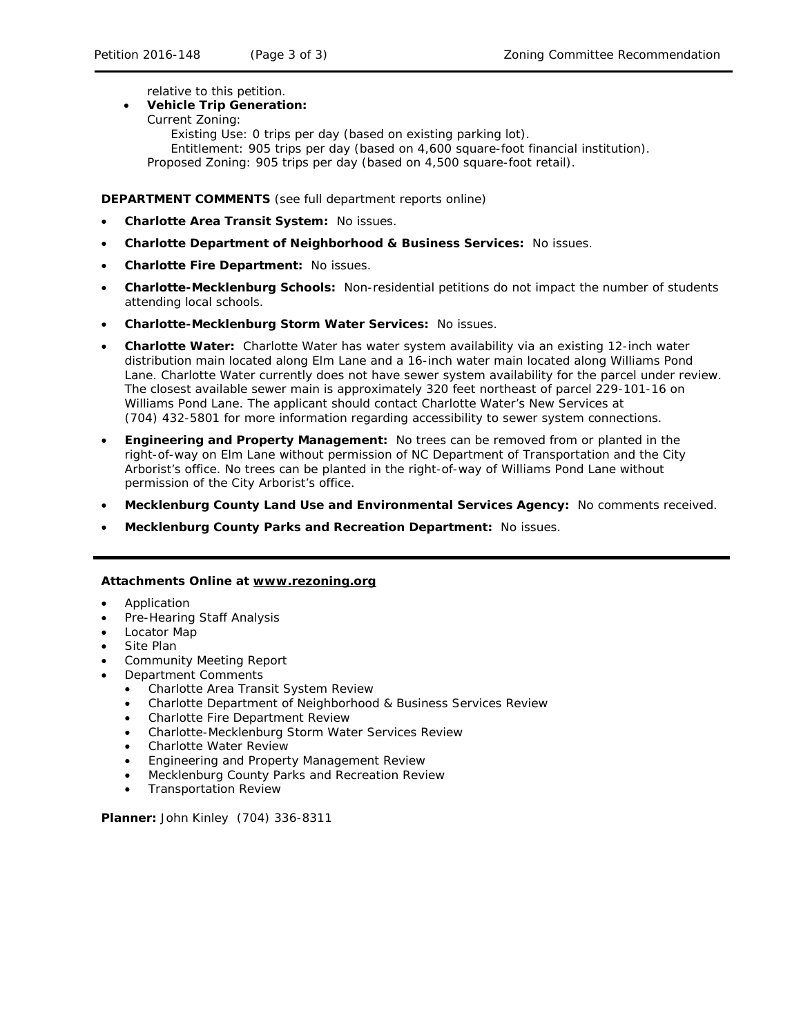relative to this petition.

- **Vehicle Trip Generation:**
  Current Zoning:
    Existing Use: 0 trips per day (based on existing parking lot).
    Entitlement: 905 trips per day (based on 4,600 square-foot financial institution).
  Proposed Zoning: 905 trips per day (based on 4,500 square-foot retail).

**DEPARTMENT COMMENTS** (see full department reports online)

- **Charlotte Area Transit System:** No issues.
- **Charlotte Department of Neighborhood & Business Services:** No issues.
- **Charlotte Fire Department:** No issues.
- **Charlotte-Mecklenburg Schools:** Non-residential petitions do not impact the number of students attending local schools.
- **Charlotte-Mecklenburg Storm Water Services:** No issues.
- **Charlotte Water:** Charlotte Water has water system availability via an existing 12-inch water distribution main located along Elm Lane and a 16-inch water main located along Williams Pond Lane. Charlotte Water currently does not have sewer system availability for the parcel under review. The closest available sewer main is approximately 320 feet northeast of parcel 229-101-16 on Williams Pond Lane. The applicant should contact Charlotte Water's New Services at (704) 432-5801 for more information regarding accessibility to sewer system connections.
- **Engineering and Property Management:** No trees can be removed from or planted in the right-of-way on Elm Lane without permission of NC Department of Transportation and the City Arborist's office. No trees can be planted in the right-of-way of Williams Pond Lane without permission of the City Arborist's office.
- **Mecklenburg County Land Use and Environmental Services Agency:** No comments received.
- **Mecklenburg County Parks and Recreation Department:** No issues.

---

**Attachments Online at www.rezoning.org**

- Application
- Pre-Hearing Staff Analysis
- Locator Map
- Site Plan
- Community Meeting Report
- Department Comments
  - Charlotte Area Transit System Review
  - Charlotte Department of Neighborhood & Business Services Review
  - Charlotte Fire Department Review
  - Charlotte-Mecklenburg Storm Water Services Review
  - Charlotte Water Review
  - Engineering and Property Management Review
  - Mecklenburg County Parks and Recreation Review
  - Transportation Review

**Planner:** John Kinley (704) 336-8311